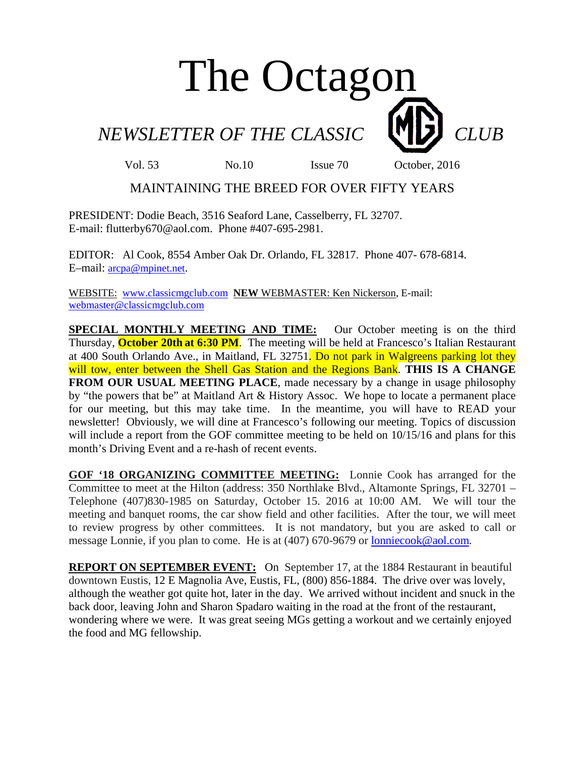# The Octagon

## *NEWSLETTER OF THE CLASSIC MG CLUB*

Vol. 53 No.10 Issue 70 October, 2016

MAINTAINING THE BREED FOR OVER FIFTY YEARS

PRESIDENT: Dodie Beach, 3516 Seaford Lane, Casselberry, FL 32707.
E-mail: flutterby670@aol.com. Phone #407-695-2981.

EDITOR: Al Cook, 8554 Amber Oak Dr. Orlando, FL 32817. Phone 407- 678-6814.
E–mail: arcpa@mpinet.net.

WEBSITE: www.classicmgclub.com **NEW** WEBMASTER: Ken Nickerson, E-mail: webmaster@classicmgclub.com

**SPECIAL MONTHLY MEETING AND TIME:** Our October meeting is on the third Thursday, **October 20th at 6:30 PM**. The meeting will be held at Francesco's Italian Restaurant at 400 South Orlando Ave., in Maitland, FL 32751. Do not park in Walgreens parking lot they will tow, enter between the Shell Gas Station and the Regions Bank. **THIS IS A CHANGE FROM OUR USUAL MEETING PLACE**, made necessary by a change in usage philosophy by "the powers that be" at Maitland Art & History Assoc. We hope to locate a permanent place for our meeting, but this may take time. In the meantime, you will have to READ your newsletter! Obviously, we will dine at Francesco's following our meeting. Topics of discussion will include a report from the GOF committee meeting to be held on 10/15/16 and plans for this month's Driving Event and a re-hash of recent events.

**GOF '18 ORGANIZING COMMITTEE MEETING:** Lonnie Cook has arranged for the Committee to meet at the Hilton (address: 350 Northlake Blvd., Altamonte Springs, FL 32701 – Telephone (407)830-1985 on Saturday, October 15. 2016 at 10:00 AM. We will tour the meeting and banquet rooms, the car show field and other facilities. After the tour, we will meet to review progress by other committees. It is not mandatory, but you are asked to call or message Lonnie, if you plan to come. He is at (407) 670-9679 or lonniecook@aol.com.

**REPORT ON SEPTEMBER EVENT:** On September 17, at the 1884 Restaurant in beautiful downtown Eustis, 12 E Magnolia Ave, Eustis, FL, (800) 856-1884. The drive over was lovely, although the weather got quite hot, later in the day. We arrived without incident and snuck in the back door, leaving John and Sharon Spadaro waiting in the road at the front of the restaurant, wondering where we were. It was great seeing MGs getting a workout and we certainly enjoyed the food and MG fellowship.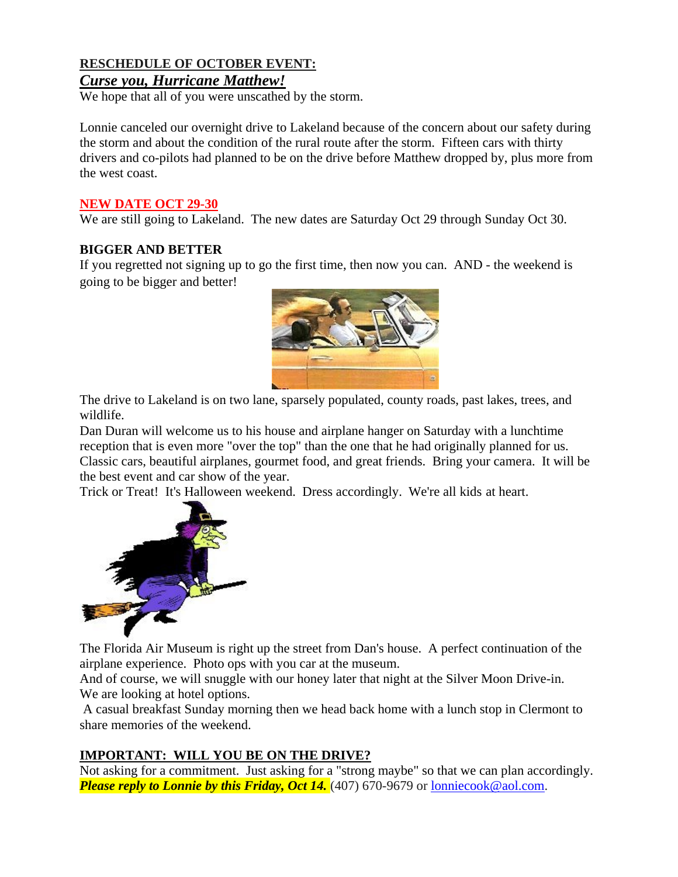**RESCHEDULE OF OCTOBER EVENT:**

***Curse you, Hurricane Matthew!***

We hope that all of you were unscathed by the storm.

Lonnie canceled our overnight drive to Lakeland because of the concern about our safety during the storm and about the condition of the rural route after the storm. Fifteen cars with thirty drivers and co-pilots had planned to be on the drive before Matthew dropped by, plus more from the west coast.

**NEW DATE OCT 29-30**

We are still going to Lakeland. The new dates are Saturday Oct 29 through Sunday Oct 30.

**BIGGER AND BETTER**

If you regretted not signing up to go the first time, then now you can. AND - the weekend is going to be bigger and better!

The drive to Lakeland is on two lane, sparsely populated, county roads, past lakes, trees, and wildlife.

Dan Duran will welcome us to his house and airplane hanger on Saturday with a lunchtime reception that is even more "over the top" than the one that he had originally planned for us. Classic cars, beautiful airplanes, gourmet food, and great friends. Bring your camera. It will be the best event and car show of the year.

Trick or Treat! It's Halloween weekend. Dress accordingly. We're all kids at heart.

The Florida Air Museum is right up the street from Dan's house. A perfect continuation of the airplane experience. Photo ops with you car at the museum.

And of course, we will snuggle with our honey later that night at the Silver Moon Drive-in.

We are looking at hotel options.

A casual breakfast Sunday morning then we head back home with a lunch stop in Clermont to share memories of the weekend.

**IMPORTANT: WILL YOU BE ON THE DRIVE?**

Not asking for a commitment. Just asking for a "strong maybe" so that we can plan accordingly.

***Please reply to Lonnie by this Friday, Oct 14.*** (407) 670-9679 or lonniecook@aol.com.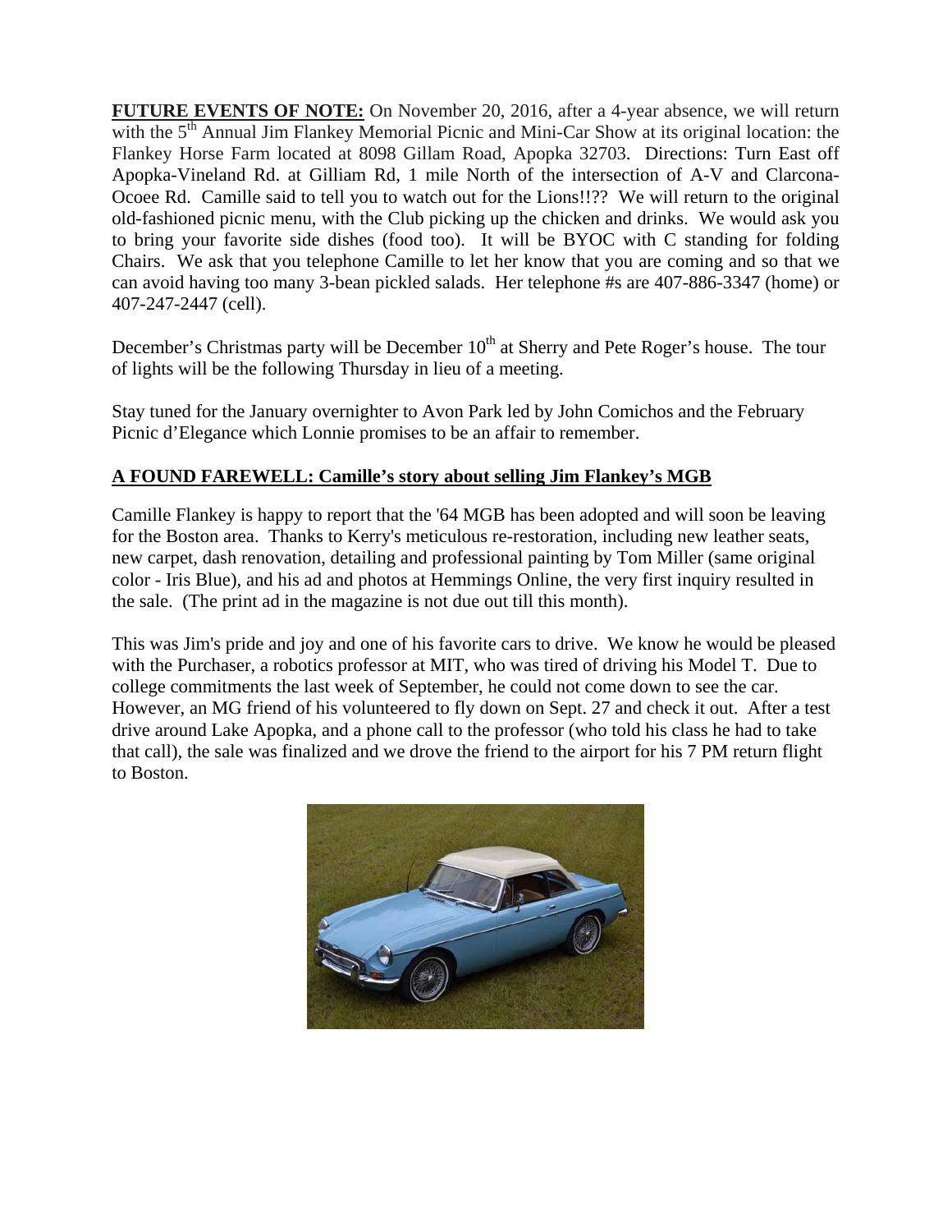**FUTURE EVENTS OF NOTE:** On November 20, 2016, after a 4-year absence, we will return with the 5th Annual Jim Flankey Memorial Picnic and Mini-Car Show at its original location: the Flankey Horse Farm located at 8098 Gillam Road, Apopka 32703. Directions: Turn East off Apopka-Vineland Rd. at Gilliam Rd, 1 mile North of the intersection of A-V and Clarcona-Ocoee Rd. Camille said to tell you to watch out for the Lions!!?? We will return to the original old-fashioned picnic menu, with the Club picking up the chicken and drinks. We would ask you to bring your favorite side dishes (food too). It will be BYOC with C standing for folding Chairs. We ask that you telephone Camille to let her know that you are coming and so that we can avoid having too many 3-bean pickled salads. Her telephone #s are 407-886-3347 (home) or 407-247-2447 (cell).

December's Christmas party will be December 10th at Sherry and Pete Roger's house. The tour of lights will be the following Thursday in lieu of a meeting.

Stay tuned for the January overnighter to Avon Park led by John Comichos and the February Picnic d'Elegance which Lonnie promises to be an affair to remember.

**A FOUND FAREWELL: Camille's story about selling Jim Flankey's MGB**

Camille Flankey is happy to report that the '64 MGB has been adopted and will soon be leaving for the Boston area. Thanks to Kerry's meticulous re-restoration, including new leather seats, new carpet, dash renovation, detailing and professional painting by Tom Miller (same original color - Iris Blue), and his ad and photos at Hemmings Online, the very first inquiry resulted in the sale. (The print ad in the magazine is not due out till this month).

This was Jim's pride and joy and one of his favorite cars to drive. We know he would be pleased with the Purchaser, a robotics professor at MIT, who was tired of driving his Model T. Due to college commitments the last week of September, he could not come down to see the car. However, an MG friend of his volunteered to fly down on Sept. 27 and check it out. After a test drive around Lake Apopka, and a phone call to the professor (who told his class he had to take that call), the sale was finalized and we drove the friend to the airport for his 7 PM return flight to Boston.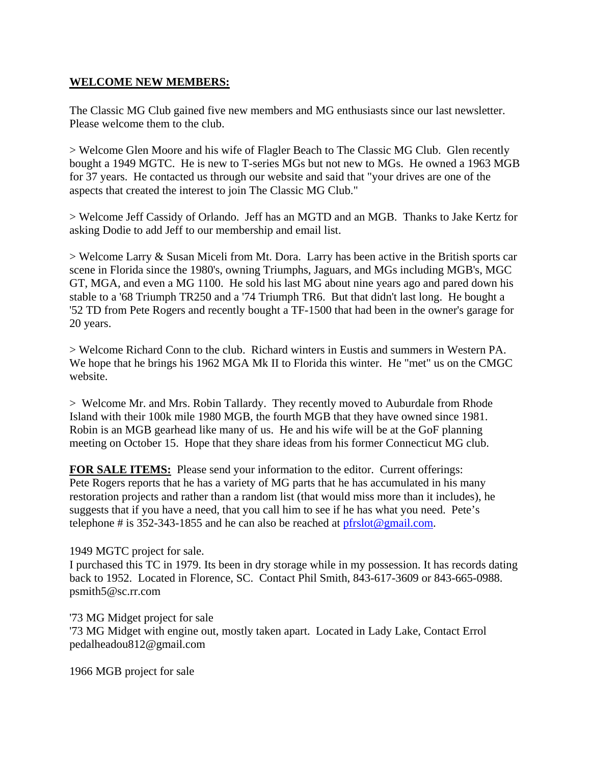**WELCOME NEW MEMBERS:**

The Classic MG Club gained five new members and MG enthusiasts since our last newsletter. Please welcome them to the club.

> Welcome Glen Moore and his wife of Flagler Beach to The Classic MG Club. Glen recently bought a 1949 MGTC. He is new to T-series MGs but not new to MGs. He owned a 1963 MGB for 37 years. He contacted us through our website and said that "your drives are one of the aspects that created the interest to join The Classic MG Club."

> Welcome Jeff Cassidy of Orlando. Jeff has an MGTD and an MGB. Thanks to Jake Kertz for asking Dodie to add Jeff to our membership and email list.

> Welcome Larry & Susan Miceli from Mt. Dora. Larry has been active in the British sports car scene in Florida since the 1980's, owning Triumphs, Jaguars, and MGs including MGB's, MGC GT, MGA, and even a MG 1100. He sold his last MG about nine years ago and pared down his stable to a '68 Triumph TR250 and a '74 Triumph TR6. But that didn't last long. He bought a '52 TD from Pete Rogers and recently bought a TF-1500 that had been in the owner's garage for 20 years.

> Welcome Richard Conn to the club. Richard winters in Eustis and summers in Western PA. We hope that he brings his 1962 MGA Mk II to Florida this winter. He "met" us on the CMGC website.

> Welcome Mr. and Mrs. Robin Tallardy. They recently moved to Auburdale from Rhode Island with their 100k mile 1980 MGB, the fourth MGB that they have owned since 1981. Robin is an MGB gearhead like many of us. He and his wife will be at the GoF planning meeting on October 15. Hope that they share ideas from his former Connecticut MG club.

**FOR SALE ITEMS:** Please send your information to the editor. Current offerings:
Pete Rogers reports that he has a variety of MG parts that he has accumulated in his many restoration projects and rather than a random list (that would miss more than it includes), he suggests that if you have a need, that you call him to see if he has what you need. Pete's telephone # is 352-343-1855 and he can also be reached at pfrslot@gmail.com.

1949 MGTC project for sale.
I purchased this TC in 1979. Its been in dry storage while in my possession. It has records dating back to 1952. Located in Florence, SC. Contact Phil Smith, 843-617-3609 or 843-665-0988. psmith5@sc.rr.com

'73 MG Midget project for sale
'73 MG Midget with engine out, mostly taken apart. Located in Lady Lake, Contact Errol pedalheadou812@gmail.com

1966 MGB project for sale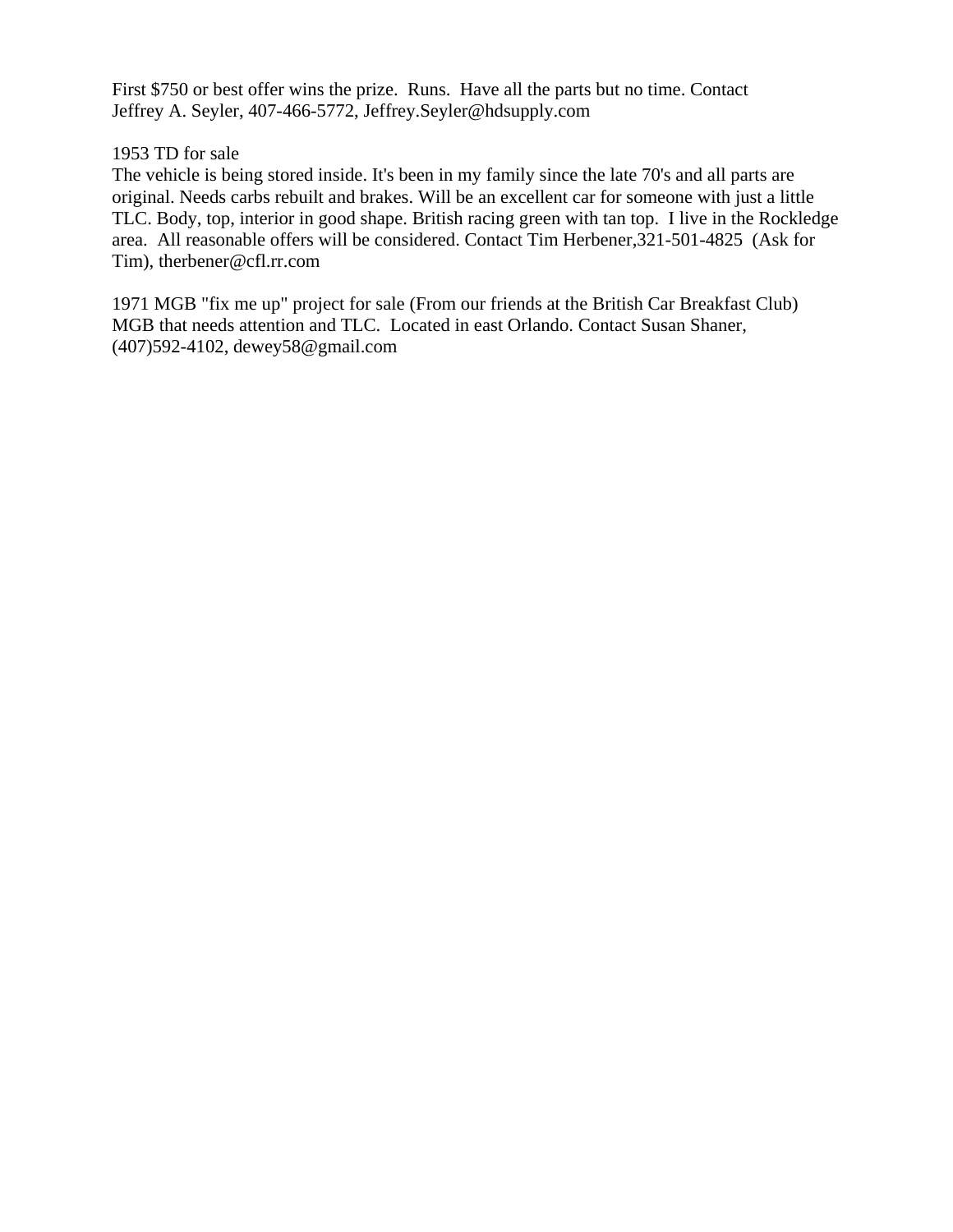First $750 or best offer wins the prize.  Runs.  Have all the parts but no time. Contact Jeffrey A. Seyler, 407-466-5772, Jeffrey.Seyler@hdsupply.com

1953 TD for sale
The vehicle is being stored inside. It's been in my family since the late 70's and all parts are original. Needs carbs rebuilt and brakes. Will be an excellent car for someone with just a little TLC. Body, top, interior in good shape. British racing green with tan top.  I live in the Rockledge area.  All reasonable offers will be considered. Contact Tim Herbener,321-501-4825  (Ask for Tim), therbener@cfl.rr.com

1971 MGB "fix me up" project for sale (From our friends at the British Car Breakfast Club)
MGB that needs attention and TLC.  Located in east Orlando. Contact Susan Shaner, (407)592-4102, dewey58@gmail.com